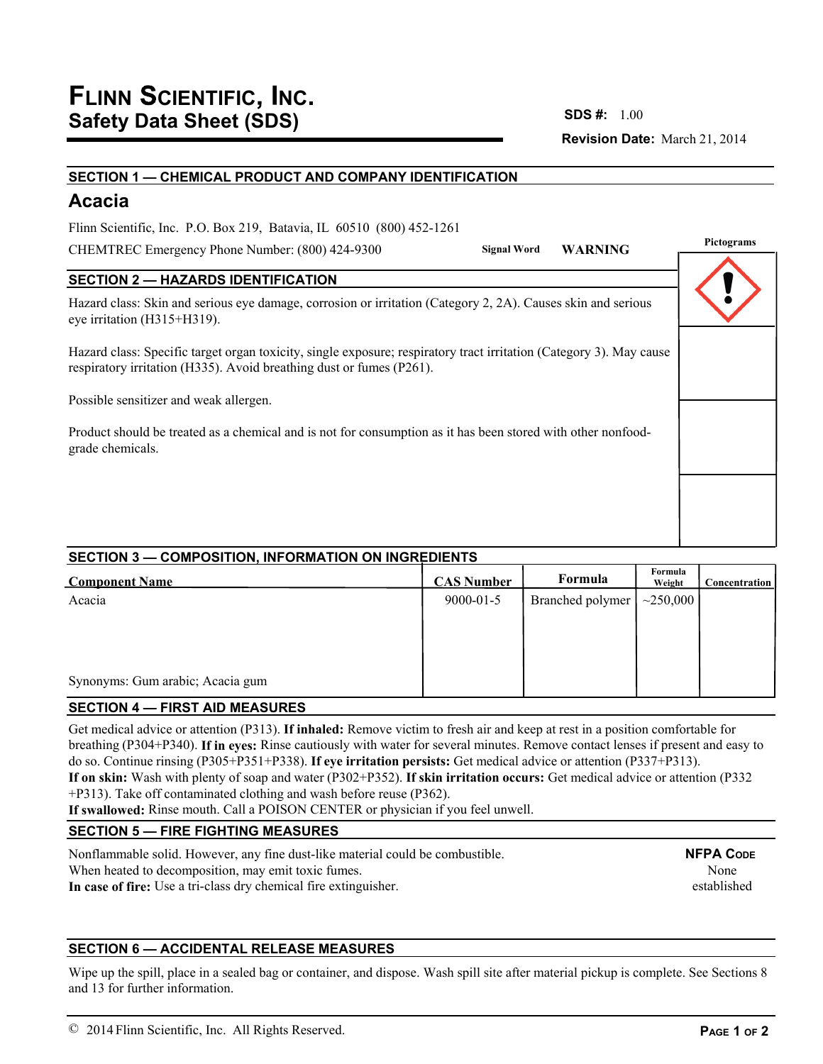# FLINN SCIENTIFIC, INC.
## Safety Data Sheet (SDS)

**SDS #:** 1.00

**Revision Date:** March 21, 2014

### SECTION 1 — CHEMICAL PRODUCT AND COMPANY IDENTIFICATION

## Acacia

Flinn Scientific, Inc. P.O. Box 219, Batavia, IL 60510 (800) 452-1261

CHEMTREC Emergency Phone Number: (800) 424-9300

**Signal Word** **WARNING**

**Pictograms**

### SECTION 2 — HAZARDS IDENTIFICATION

Hazard class: Skin and serious eye damage, corrosion or irritation (Category 2, 2A). Causes skin and serious eye irritation (H315+H319).

Hazard class: Specific target organ toxicity, single exposure; respiratory tract irritation (Category 3). May cause respiratory irritation (H335). Avoid breathing dust or fumes (P261).

Possible sensitizer and weak allergen.

Product should be treated as a chemical and is not for consumption as it has been stored with other nonfood-grade chemicals.

### SECTION 3 — COMPOSITION, INFORMATION ON INGREDIENTS

| Component Name | CAS Number | Formula | Formula Weight | Concentration |
|---|---|---|---|---|
| Acacia | 9000-01-5 | Branched polymer | ~250,000 | |

Synonyms: Gum arabic; Acacia gum

### SECTION 4 — FIRST AID MEASURES

Get medical advice or attention (P313). **If inhaled:** Remove victim to fresh air and keep at rest in a position comfortable for breathing (P304+P340). **If in eyes:** Rinse cautiously with water for several minutes. Remove contact lenses if present and easy to do so. Continue rinsing (P305+P351+P338). **If eye irritation persists:** Get medical advice or attention (P337+P313).
**If on skin:** Wash with plenty of soap and water (P302+P352). **If skin irritation occurs:** Get medical advice or attention (P332 +P313). Take off contaminated clothing and wash before reuse (P362).
**If swallowed:** Rinse mouth. Call a POISON CENTER or physician if you feel unwell.

### SECTION 5 — FIRE FIGHTING MEASURES

Nonflammable solid. However, any fine dust-like material could be combustible.
When heated to decomposition, may emit toxic fumes.
**In case of fire:** Use a tri-class dry chemical fire extinguisher.

**NFPA CODE**
None established

### SECTION 6 — ACCIDENTAL RELEASE MEASURES

Wipe up the spill, place in a sealed bag or container, and dispose. Wash spill site after material pickup is complete. See Sections 8 and 13 for further information.

© 2014 Flinn Scientific, Inc. All Rights Reserved.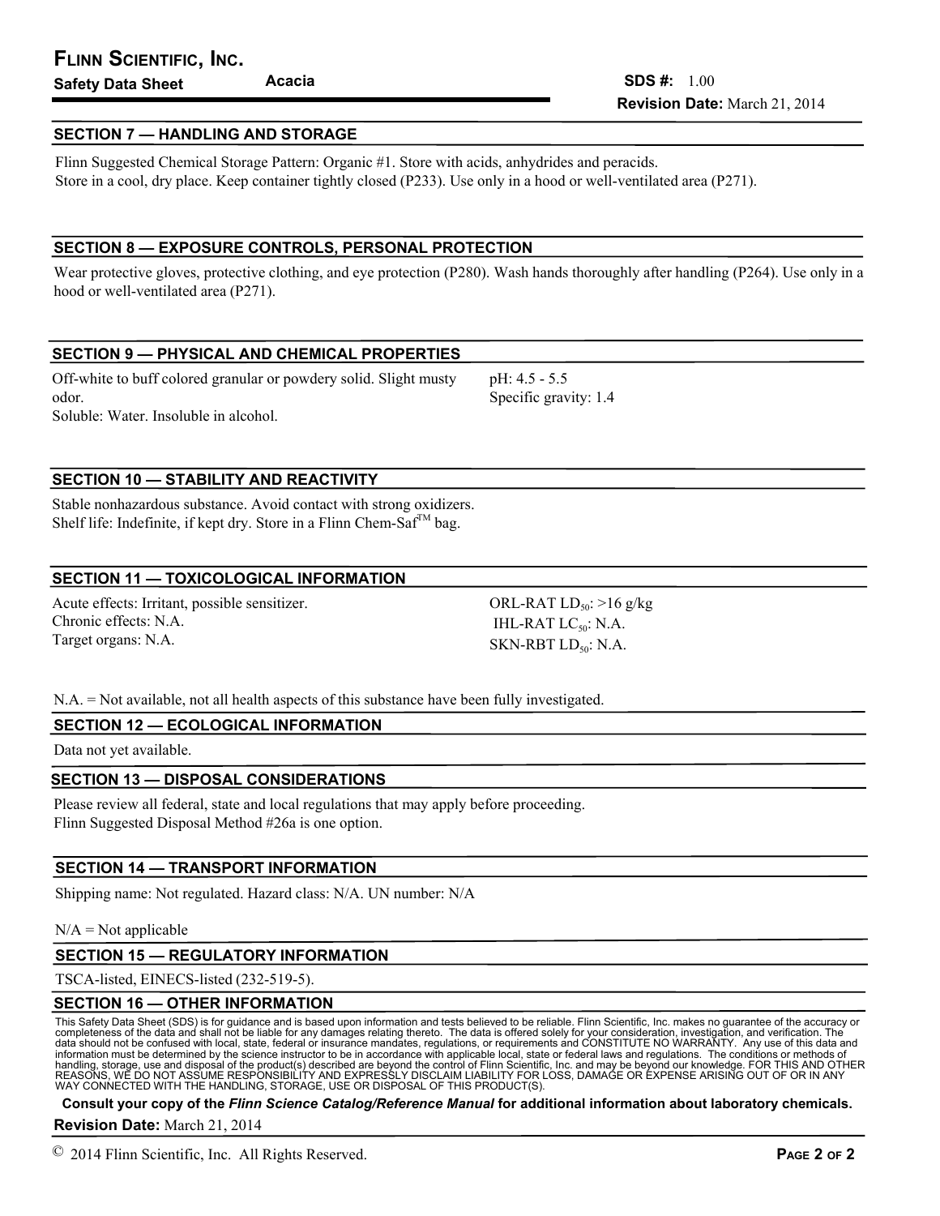## SECTION 7 — HANDLING AND STORAGE

Flinn Suggested Chemical Storage Pattern: Organic #1. Store with acids, anhydrides and peracids.
Store in a cool, dry place. Keep container tightly closed (P233). Use only in a hood or well-ventilated area (P271).

## SECTION 8 — EXPOSURE CONTROLS, PERSONAL PROTECTION

Wear protective gloves, protective clothing, and eye protection (P280). Wash hands thoroughly after handling (P264). Use only in a hood or well-ventilated area (P271).

## SECTION 9 — PHYSICAL AND CHEMICAL PROPERTIES

Off-white to buff colored granular or powdery solid. Slight musty odor.
Soluble: Water. Insoluble in alcohol.

pH: 4.5 - 5.5
Specific gravity: 1.4

## SECTION 10 — STABILITY AND REACTIVITY

Stable nonhazardous substance. Avoid contact with strong oxidizers.
Shelf life: Indefinite, if kept dry. Store in a Flinn Chem-Saf™ bag.

## SECTION 11 — TOXICOLOGICAL INFORMATION

Acute effects: Irritant, possible sensitizer.
Chronic effects: N.A.
Target organs: N.A.

ORL-RAT $LD_{50}$: >16 g/kg
IHL-RAT $LC_{50}$: N.A.
SKN-RBT $LD_{50}$: N.A.

N.A. = Not available, not all health aspects of this substance have been fully investigated.

## SECTION 12 — ECOLOGICAL INFORMATION

Data not yet available.

## SECTION 13 — DISPOSAL CONSIDERATIONS

Please review all federal, state and local regulations that may apply before proceeding.
Flinn Suggested Disposal Method #26a is one option.

## SECTION 14 — TRANSPORT INFORMATION

Shipping name: Not regulated. Hazard class: N/A. UN number: N/A

N/A = Not applicable

## SECTION 15 — REGULATORY INFORMATION

TSCA-listed, EINECS-listed (232-519-5).

## SECTION 16 — OTHER INFORMATION

This Safety Data Sheet (SDS) is for guidance and is based upon information and tests believed to be reliable. Flinn Scientific, Inc. makes no guarantee of the accuracy or completeness of the data and shall not be liable for any damages relating thereto. The data is offered solely for your consideration, investigation, and verification. The data should not be confused with local, state, federal or insurance mandates, regulations, or requirements and CONSTITUTE NO WARRANTY. Any use of this data and information must be determined by the science instructor to be in accordance with applicable local, state or federal laws and regulations. The conditions or methods of handling, storage, use and disposal of the product(s) described are beyond the control of Flinn Scientific, Inc. and may be beyond our knowledge. FOR THIS AND OTHER REASONS, WE DO NOT ASSUME RESPONSIBILITY AND EXPRESSLY DISCLAIM LIABILITY FOR LOSS, DAMAGE OR EXPENSE ARISING OUT OF OR IN ANY WAY CONNECTED WITH THE HANDLING, STORAGE, USE OR DISPOSAL OF THIS PRODUCT(S).

**Consult your copy of the *Flinn Science Catalog/Reference Manual* for additional information about laboratory chemicals.**

**Revision Date:** March 21, 2014

© 2014 Flinn Scientific, Inc. All Rights Reserved.